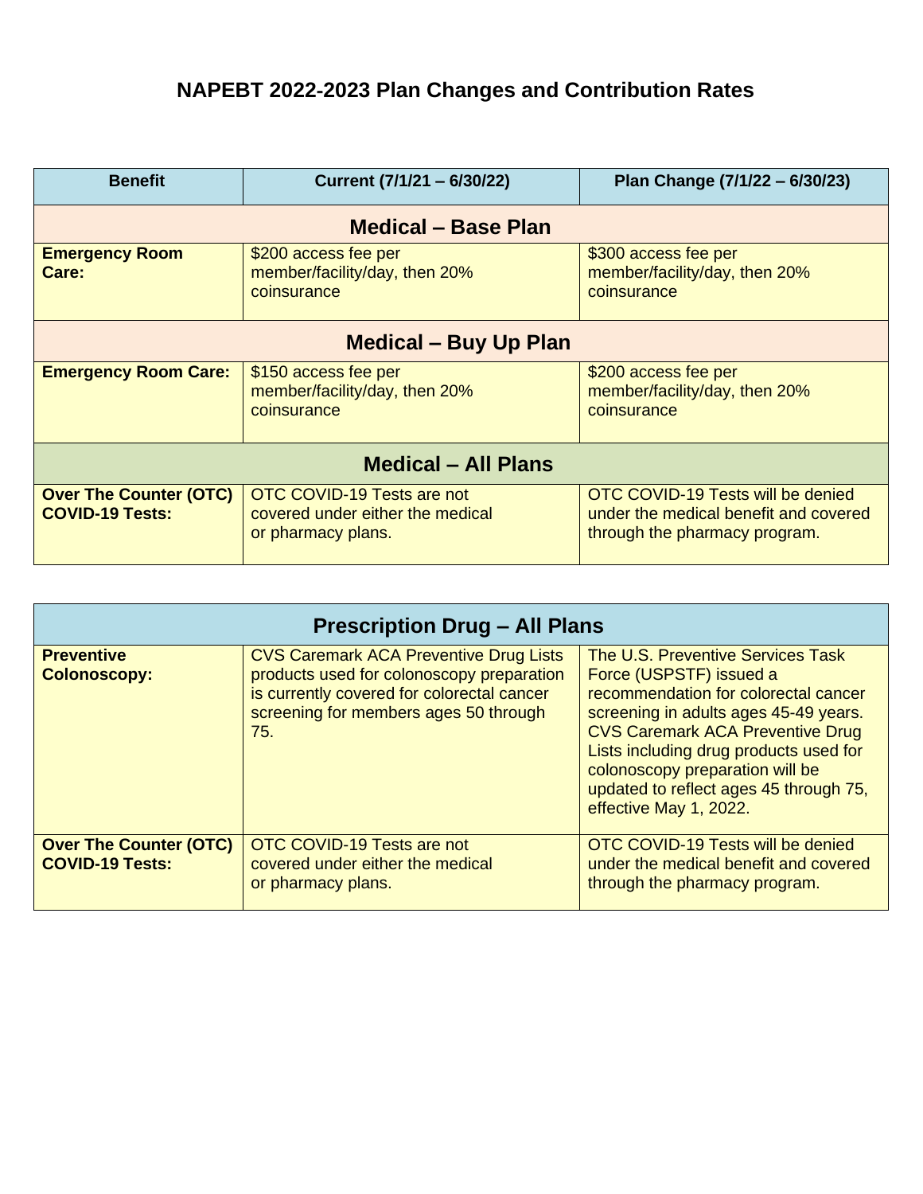# NAPEBT 2022-2023 Plan Changes and Contribution Rates

| Benefit | Current (7/1/21 – 6/30/22) | Plan Change (7/1/22 – 6/30/23) |
|---|---|---|
| **Medical – Base Plan** | | |
| **Emergency Room Care:** | $200 access fee per member/facility/day, then 20% coinsurance | $300 access fee per member/facility/day, then 20% coinsurance |
| **Medical – Buy Up Plan** | | |
| **Emergency Room Care:** | $150 access fee per member/facility/day, then 20% coinsurance | $200 access fee per member/facility/day, then 20% coinsurance |
| **Medical – All Plans** | | |
| **Over The Counter (OTC) COVID-19 Tests:** | OTC COVID-19 Tests are not covered under either the medical or pharmacy plans. | OTC COVID-19 Tests will be denied under the medical benefit and covered through the pharmacy program. |

| Prescription Drug – All Plans | | |
|---|---|---|
| **Preventive Colonoscopy:** | CVS Caremark ACA Preventive Drug Lists products used for colonoscopy preparation is currently covered for colorectal cancer screening for members ages 50 through 75. | The U.S. Preventive Services Task Force (USPSTF) issued a recommendation for colorectal cancer screening in adults ages 45-49 years. CVS Caremark ACA Preventive Drug Lists including drug products used for colonoscopy preparation will be updated to reflect ages 45 through 75, effective May 1, 2022. |
| **Over The Counter (OTC) COVID-19 Tests:** | OTC COVID-19 Tests are not covered under either the medical or pharmacy plans. | OTC COVID-19 Tests will be denied under the medical benefit and covered through the pharmacy program. |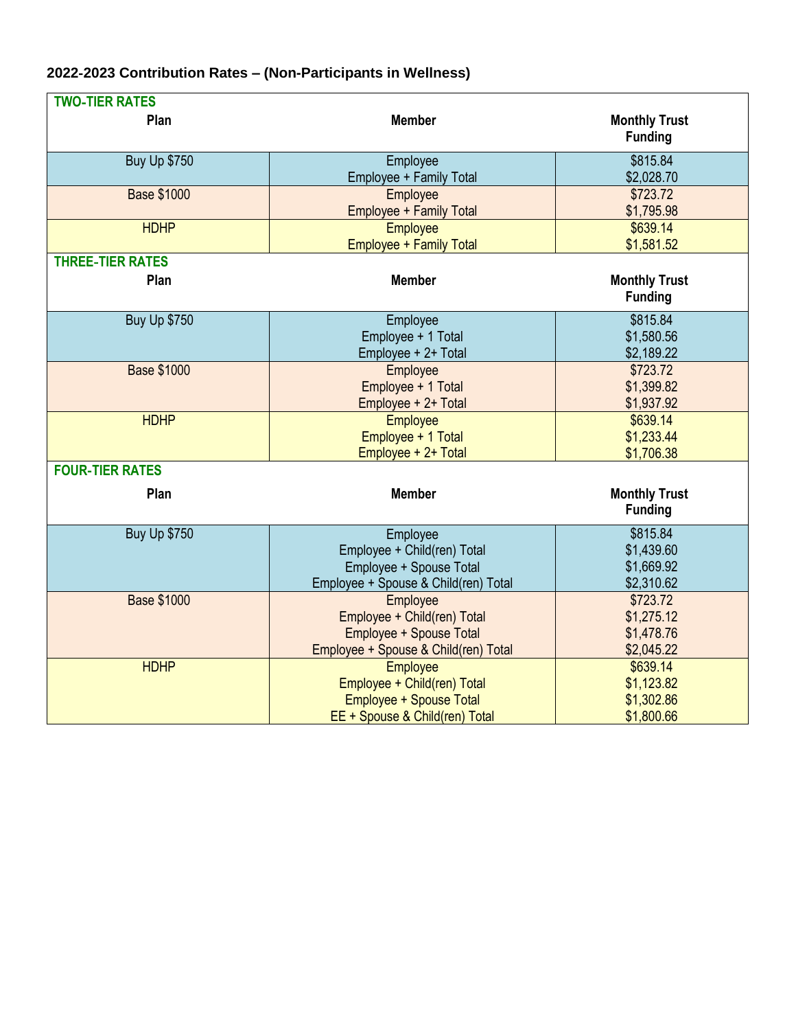## 2022-2023 Contribution Rates – (Non-Participants in Wellness)

**TWO-TIER RATES**

| Plan | Member | Monthly Trust Funding |
|---|---|---|
| Buy Up $750 | Employee | $815.84 |
| | Employee + Family Total | $2,028.70 |
| Base $1000 | Employee | $723.72 |
| | Employee + Family Total | $1,795.98 |
| HDHP | Employee | $639.14 |
| | Employee + Family Total | $1,581.52 |

**THREE-TIER RATES**

| Plan | Member | Monthly Trust Funding |
|---|---|---|
| Buy Up $750 | Employee | $815.84 |
| | Employee + 1 Total | $1,580.56 |
| | Employee + 2+ Total | $2,189.22 |
| Base $1000 | Employee | $723.72 |
| | Employee + 1 Total | $1,399.82 |
| | Employee + 2+ Total | $1,937.92 |
| HDHP | Employee | $639.14 |
| | Employee + 1 Total | $1,233.44 |
| | Employee + 2+ Total | $1,706.38 |

**FOUR-TIER RATES**

| Plan | Member | Monthly Trust Funding |
|---|---|---|
| Buy Up $750 | Employee | $815.84 |
| | Employee + Child(ren) Total | $1,439.60 |
| | Employee + Spouse Total | $1,669.92 |
| | Employee + Spouse & Child(ren) Total | $2,310.62 |
| Base $1000 | Employee | $723.72 |
| | Employee + Child(ren) Total | $1,275.12 |
| | Employee + Spouse Total | $1,478.76 |
| | Employee + Spouse & Child(ren) Total | $2,045.22 |
| HDHP | Employee | $639.14 |
| | Employee + Child(ren) Total | $1,123.82 |
| | Employee + Spouse Total | $1,302.86 |
| | EE + Spouse & Child(ren) Total | $1,800.66 |